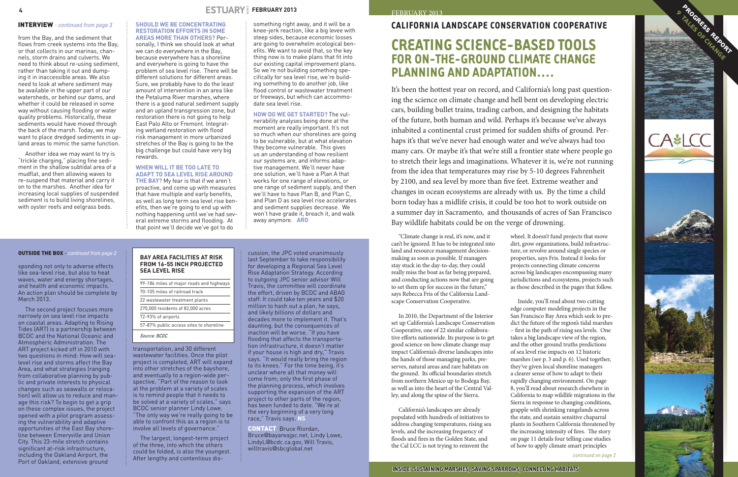## INTERVIEW - *continued from page 3*

from the Bay, and the sediment that flows from creek systems into the Bay, or that collects in our marinas, channels, storm drains and culverts. We need to think about re-using sediment, rather than taking it out and dumping it in inaccessible areas. We also need to look at where sediment may be available in the upper part of our watersheds, or behind our dams, and whether it could be released in some way without causing flooding or water quality problems. Historically, these sediments would have moved through the back of the marsh. Today, we may want to place dredged sediments in upland areas to mimic the same function.

Another idea we may want to try is "trickle charging," placing fine sediment in the shallow subtidal area of a mudflat, and then allowing waves to re-suspend that material and carry it on to the marshes. Another idea for increasing local supplies of suspended sediment is to build living shorelines, with oyster reefs and eelgrass beds.

**SHOULD WE BE CONCENTRATING RESTORATION EFFORTS IN SOME AREAS MORE THAN OTHERS?** Personally, I think we should look at what we can do everywhere in the Bay, because everywhere has a shoreline and everywhere is going to have the problem of sea level rise. There will be different solutions for different areas. Sure, we probably have to do the least amount of intervention in an area like the Petaluma River marshes, where there is a good natural sediment supply and an upland transgression zone, but restoration there is not going to help East Palo Alto or Fremont. Integrating wetland restoration with flood risk management in more urbanized stretches of the Bay is going to be the big challenge but could have very big rewards.

**WHEN WILL IT BE TOO LATE TO ADAPT TO SEA LEVEL RISE AROUND THE BAY?** My fear is that if we aren't proactive, and come up with measures that have multiple and early benefits, as well as long term sea level rise benefits, then we're going to end up with nothing happening until we've had several extreme storms and flooding. At that point we'll decide we've got to do something right away, and it will be a knee-jerk reaction, like a big levee with steep sides, because economic losses are going to overwhelm ecological benefits. We want to avoid that, so the key thing now is to make plans that fit into our existing capital improvement plans. So we're not building something specifically for sea level rise, we're building something to do another job, like flood control or wastewater treatment or freeways, but which can accommodate sea level rise.

**HOW DO WE GET STARTED?** The vulnerability analyses being done at the moment are really important. It's not so much when our shorelines are going to be vulnerable, but at what elevation they become vulnerable. This gives us an understanding of how resilient our systems are, and informs adaptive management. We'll never have one solution, we'll have a Plan A that works for one range of elevations, or one range of sediment supply, and then we'll have to have Plan B, and Plan C, and Plan D as sea level rise accelerates and sediment supplies decrease. We won't have grade it, breach it, and walk away anymore. **ARO**

## OUTSIDE THE BOX - *continued from page 3*

sponding not only to adverse effects like sea-level rise, but also to heat waves, water and energy shortages, and health and economic impacts. An action plan should be complete by March 2013.

The second project focuses more narrowly on sea level rise impacts on coastal areas. Adapting to Rising Tides (ART) is a partnership between BCDC and the National Oceanic and Atmospheric Administration. The ART project kicked off in 2010 with two questions in mind: How will sea-level rise and storms affect the Bay Area, and what strategies (ranging from collaborative planning by public and private interests to physical changes such as seawalls or relocation) will allow us to reduce and manage this risk? To begin to get a grip on these complex issues, the project opened with a pilot program assessing the vulnerability and adaptive opportunities of the East Bay shoreline between Emeryville and Union City. This 23-mile stretch contains significant at-risk infrastructure, including the Oakland Airport, the Port of Oakland, extensive ground transportation, and 30 different wastewater facilities. Once the pilot project is completed, ART will expand into other stretches of the bayshore, and eventually to a region-wide perspective. "Part of the reason to look at the problem at a variety of scales is to remind people that it needs to be solved at a variety of scales," says BCDC senior planner Lindy Lowe. "The only way we're really going to be able to confront this as a region is to involve all levels of governance."

| BAY AREA FACILITIES AT RISK FROM 16-55 INCH PROJECTED SEA LEVEL RISE |
|---|
| 99-186 miles of major roads and highways |
| 70-105 miles of railroad track |
| 22 wastewater treatment plants |
| 270,000 residents of 82,000 acres |
| 72-93% of airports |
| 57-87% public access sites to shoreline |

*Source: BCDC*

The largest, longest-term project of the three, into which the others could be folded, is also the youngest. After lengthy and contentious discussion, the JPC voted unanimously last September to take responsibility for developing a Regional Sea Level Rise Adaptation Strategy. According to outgoing JPC senior advisor Will Travis, the committee will coordinate the effort, driven by BCDC and ABAG staff. It could take ten years and $20 million to hash out a plan, he says, and likely billions of dollars and decades more to implement it. That's daunting, but the consequences of inaction will be worse. "If you have flooding that affects the transportation infrastructure, it doesn't matter if your house is high and dry," Travis says. "It would really bring the region to its knees." For the time being, it's unclear where all that money will come from; only the first phase of the planning process, which involves supporting the expansion of the ART project to other parts of the region, has been funded to date. "We're at the very beginning of a very long race," Travis says. **NS**

**CONTACT** Bruce Riordan, Bruce@bayareajpc.net, Lindy Lowe, LindyL@bcdc.ca.gov, Will Travis, willtravis@sbcglobal.net

---

# CALIFORNIA LANDSCAPE CONSERVATION COOPERATIVE

PROGRESS REPORT — 9 TALES OF CHANGE

CA LCC

# CREATING SCIENCE-BASED TOOLS FOR ON-THE-GROUND CLIMATE CHANGE PLANNING AND ADAPTATION....

It's been the hottest year on record, and California's long past questioning the science on climate change and hell bent on developing electric cars, building bullet trains, trading carbon, and designing the habitats of the future, both human and wild. Perhaps it's because we've always inhabited a continental crust primed for sudden shifts of ground. Perhaps it's that we've never had enough water and we've always had too many cars. Or maybe it's that we're still a frontier state where people go to stretch their legs and imaginations. Whatever it is, we're not running from the idea that temperatures may rise by 5-10 degrees Fahrenheit by 2100, and sea level by more than five feet. Extreme weather and changes in ocean ecosystems are already with us. By the time a child born today has a midlife crisis, it could be too hot to work outside on a summer day in Sacramento, and thousands of acres of San Francisco Bay wildlife habitats could be on the verge of drowning.

"Climate change is real, it's now, and it can't be ignored. It has to be integrated into land and resource management decision-making as soon as possible. If managers stay stuck in the day-to-day, they could really miss the boat as far being prepared, and conducting actions now that are going to set them up for success in the future," says Rebecca Fris of the California Landscape Conservation Cooperative.

In 2010, the Department of the Interior set up California's Landscape Conservation Cooperative, one of 22 similar collaborative efforts nationwide. Its purpose is to get good science on how climate change may impact California's diverse landscapes into the hands of those managing parks, preserves, natural areas and rare habitats on the ground. Its official boundaries stretch from northern Mexico up to Bodega Bay, as well as into the heart of the Central Valley, and along the spine of the Sierra.

California's landscapes are already populated with hundreds of initiatives to address changing temperatures, rising sea levels, and the increasing frequency of floods and fires in the Golden State, and the Cal LCC is not trying to reinvent the wheel. It doesn't fund projects that move dirt, grow organizations, build infrastructure, or revolve around single species or properties, says Fris. Instead it looks for projects connecting climate concerns across big landscapes encompassing many jurisdictions and ecosystems, projects such as those described in the pages that follow.

Inside, you'll read about two cutting edge computer modeling projects in the San Francisco Bay Area which seek to predict the future of the region's tidal marshes – first in the path of rising sea levels. One takes a big landscape view of the region, and the other ground truths predictions of sea level rise impacts on 12 historic marshes (see p. 3 and p. 6). Used together, they've given local shoreline managers a clearer sense of how to adapt to their rapidly changing environment. On page 8, you'll read about research elsewhere in California to map wildlife migrations in the Sierra in response to changing conditions, grapple with shrinking rangelands across the state, and sustain sensitive chaparral plants in Southern California threatened by the increasing intensity of fires. The story on page 11 details four telling case studies of how to apply climate smart principles

*continued on page 2*

INSIDE: SUSTAINING MARSHES, SAVING SPARROWS, CONNECTING HABITATS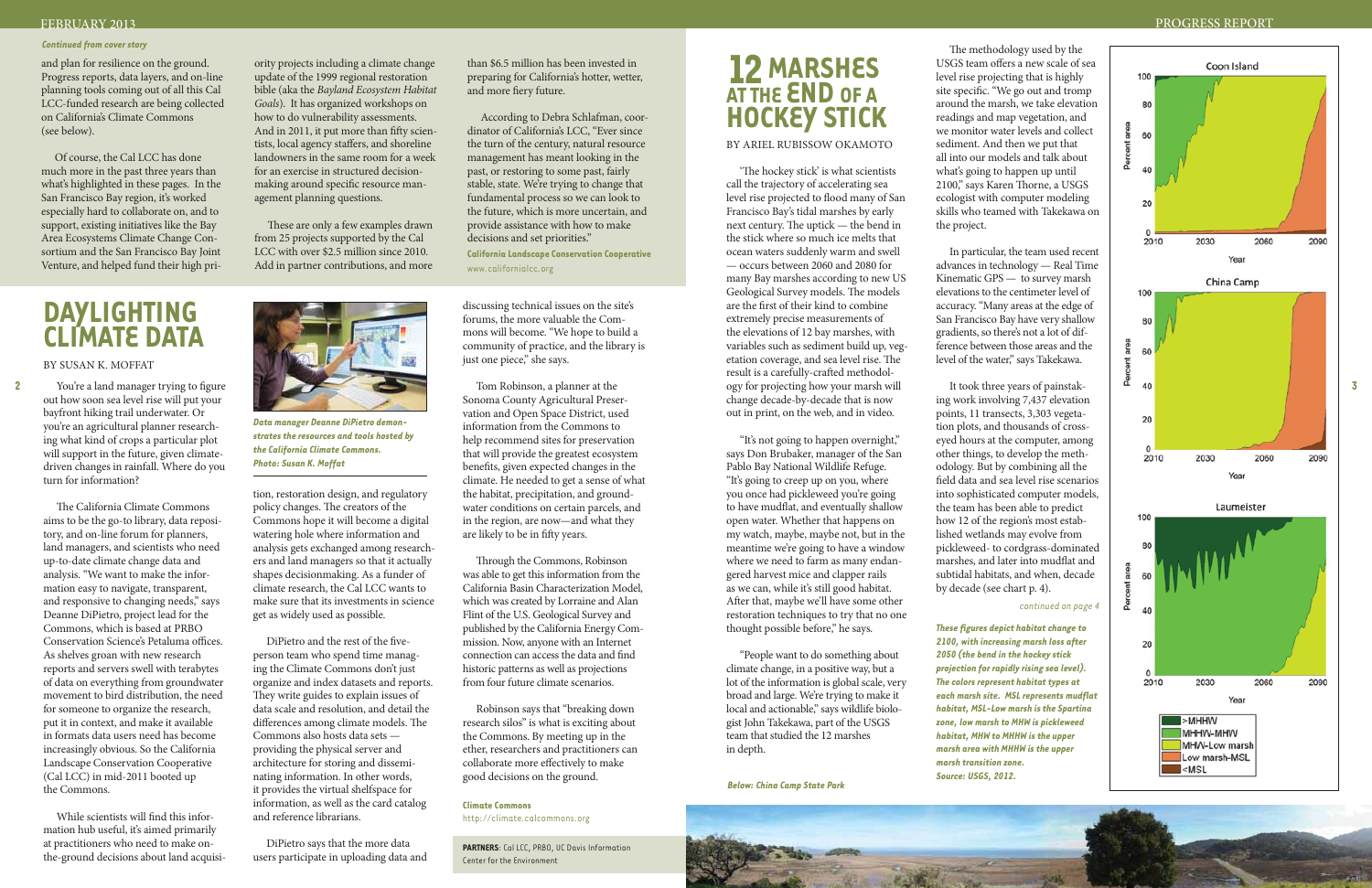*Continued from cover story*

and plan for resilience on the ground. Progress reports, data layers, and on-line planning tools coming out of all this Cal LCC-funded research are being collected on California's Climate Commons (see below).

Of course, the Cal LCC has done much more in the past three years than what's highlighted in these pages. In the San Francisco Bay region, it's worked especially hard to collaborate on, and to support, existing initiatives like the Bay Area Ecosystems Climate Change Consortium and the San Francisco Bay Joint Venture, and helped fund their high priority projects including a climate change update of the 1999 regional restoration bible (aka the *Bayland Ecosystem Habitat Goals*). It has organized workshops on how to do vulnerability assessments. And in 2011, it put more than fifty scientists, local agency staffers, and shoreline landowners in the same room for a week for an exercise in structured decision-making around specific resource management planning questions.

These are only a few examples drawn from 25 projects supported by the Cal LCC with over $2.5 million since 2010. Add in partner contributions, and more than $6.5 million has been invested in preparing for California's hotter, wetter, and more fiery future.

According to Debra Schlafman, coordinator of California's LCC, "Ever since the turn of the century, natural resource management has meant looking in the past, or restoring to some past, fairly stable, state. We're trying to change that fundamental process so we can look to the future, which is more uncertain, and provide assistance with how to make decisions and set priorities."

**California Landscape Conservation Cooperative**
www.californialcc.org

# DAYLIGHTING CLIMATE DATA

BY SUSAN K. MOFFAT

You're a land manager trying to figure out how soon sea level rise will put your bayfront hiking trail underwater. Or you're an agricultural planner researching what kind of crops a particular plot will support in the future, given climate-driven changes in rainfall. Where do you turn for information?

The California Climate Commons aims to be the go-to library, data repository, and on-line forum for planners, land managers, and scientists who need up-to-date climate change data and analysis. "We want to make the information easy to navigate, transparent, and responsive to changing needs," says Deanne DiPietro, project lead for the Commons, which is based at PRBO Conservation Science's Petaluma offices. As shelves groan with new research reports and servers swell with terabytes of data on everything from groundwater movement to bird distribution, the need for someone to organize the research, put it in context, and make it available in formats data users need has become increasingly obvious. So the California Landscape Conservation Cooperative (Cal LCC) in mid-2011 booted up the Commons.

While scientists will find this information hub useful, it's aimed primarily at practitioners who need to make on-the-ground decisions about land acquisition, restoration design, and regulatory policy changes. The creators of the Commons hope it will become a digital watering hole where information and analysis gets exchanged among researchers and land managers so that it actually shapes decisionmaking. As a funder of climate research, the Cal LCC wants to make sure that its investments in science get as widely used as possible.

*Data manager Deanne DiPietro demonstrates the resources and tools hosted by the California Climate Commons. Photo: Susan K. Moffat*

DiPietro and the rest of the five-person team who spend time managing the Climate Commons don't just organize and index datasets and reports. They write guides to explain issues of data scale and resolution, and detail the differences among climate models. The Commons also hosts data sets — providing the physical server and architecture for storing and disseminating information. In other words, it provides the virtual shelfspace for information, as well as the card catalog and reference librarians.

DiPietro says that the more data users participate in uploading data and discussing technical issues on the site's forums, the more valuable the Commons will become. "We hope to build a community of practice, and the library is just one piece," she says.

Tom Robinson, a planner at the Sonoma County Agricultural Preservation and Open Space District, used information from the Commons to help recommend sites for preservation that will provide the greatest ecosystem benefits, given expected changes in the climate. He needed to get a sense of what the habitat, precipitation, and groundwater conditions on certain parcels, and in the region, are now—and what they are likely to be in fifty years.

Through the Commons, Robinson was able to get this information from the California Basin Characterization Model, which was created by Lorraine and Alan Flint of the U.S. Geological Survey and published by the California Energy Commission. Now, anyone with an Internet connection can access the data and find historic patterns as well as projections from four future climate scenarios.

Robinson says that "breaking down research silos" is what is exciting about the Commons. By meeting up in the ether, researchers and practitioners can collaborate more effectively to make good decisions on the ground.

**Climate Commons**
http://climate.calcommons.org

**PARTNERS**: Cal LCC, PRBO, UC Davis Information Center for the Environment

# 12 MARSHES AT THE END OF A HOCKEY STICK

BY ARIEL RUBISSOW OKAMOTO

'The hockey stick' is what scientists call the trajectory of accelerating sea level rise projected to flood many of San Francisco Bay's tidal marshes by early next century. The uptick — the bend in the stick where so much ice melts that ocean waters suddenly warm and swell — occurs between 2060 and 2080 for many Bay marshes according to new US Geological Survey models. The models are the first of their kind to combine extremely precise measurements of the elevations of 12 bay marshes, with variables such as sediment build up, vegetation coverage, and sea level rise. The result is a carefully-crafted methodology for projecting how your marsh will change decade-by-decade that is now out in print, on the web, and in video.

"It's not going to happen overnight," says Don Brubaker, manager of the San Pablo Bay National Wildlife Refuge. "It's going to creep up on you, where you once had pickleweed you're going to have mudflat, and eventually shallow open water. Whether that happens on my watch, maybe, maybe not, but in the meantime we're going to have a window where we need to farm as many endangered harvest mice and clapper rails as we can, while it's still good habitat. After that, maybe we'll have some other restoration techniques to try that no one thought possible before," he says.

"People want to do something about climate change, in a positive way, but a lot of the information is global scale, very broad and large. We're trying to make it local and actionable," says wildlife biologist John Takekawa, part of the USGS team that studied the 12 marshes in depth.

*Below: China Camp State Park*

The methodology used by the USGS team offers a new scale of sea level rise projecting that is highly site specific. "We go out and tromp around the marsh, we take elevation readings and map vegetation, and we monitor water levels and collect sediment. And then we put that all into our models and talk about what's going to happen up until 2100," says Karen Thorne, a USGS ecologist with computer modeling skills who teamed with Takekawa on the project.

In particular, the team used recent advances in technology — Real Time Kinematic GPS — to survey marsh elevations to the centimeter level of accuracy. "Many areas at the edge of San Francisco Bay have very shallow gradients, so there's not a lot of difference between those areas and the level of the water," says Takekawa.

It took three years of painstaking work involving 7,437 elevation points, 11 transects, 3,303 vegetation plots, and thousands of cross-eyed hours at the computer, among other things, to develop the methodology. But by combining all the field data and sea level rise scenarios into sophisticated computer models, the team has been able to predict how 12 of the region's most established wetlands may evolve from pickleweed- to cordgrass-dominated marshes, and later into mudflat and subtidal habitats, and when, decade by decade (see chart p. 4).

*continued on page 4*

*These figures depict habitat change to 2100, with increasing marsh loss after 2050 (the bend in the hockey stick projection for rapidly rising sea level). The colors represent habitat types at each marsh site. MSL represents mudflat habitat, MSL-Low marsh is the Spartina zone, low marsh to MHW is pickleweed habitat, MHW to MHHW is the upper marsh area with MHHW is the upper marsh transition zone. Source: USGS, 2012.*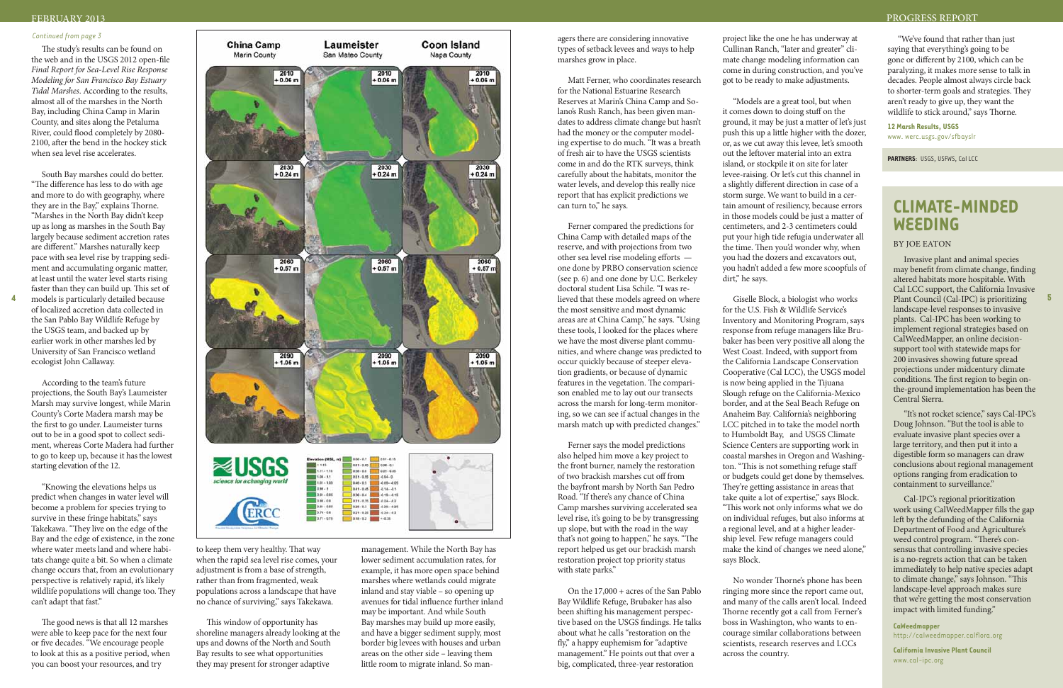*Continued from page 3*

The study's results can be found on the web and in the USGS 2012 open-file *Final Report for Sea-Level Rise Response Modeling for San Francisco Bay Estuary Tidal Marshes*. According to the results, almost all of the marshes in the North Bay, including China Camp in Marin County, and sites along the Petaluma River, could flood completely by 2080-2100, after the bend in the hockey stick when sea level rise accelerates.

South Bay marshes could do better. "The difference has less to do with age and more to do with geography, where they are in the Bay," explains Thorne. "Marshes in the North Bay didn't keep up as long as marshes in the South Bay largely because sediment accretion rates are different." Marshes naturally keep pace with sea level rise by trapping sediment and accumulating organic matter, at least until the water level starts rising faster than they can build up. This set of models is particularly detailed because of localized accretion data collected in the San Pablo Bay Wildlife Refuge by the USGS team, and backed up by earlier work in other marshes led by University of San Francisco wetland ecologist John Callaway.

According to the team's future projections, the South Bay's Laumeister Marsh may survive longest, while Marin County's Corte Madera marsh may be the first to go under. Laumeister turns out to be in a good spot to collect sediment, whereas Corte Madera had further to go to keep up, because it has the lowest starting elevation of the 12.

"Knowing the elevations helps us predict when changes in water level will become a problem for species trying to survive in these fringe habitats," says Takekawa. "They live on the edge of the Bay and the edge of existence, in the zone where water meets land and where habitats change quite a bit. So when a climate change occurs that, from an evolutionary perspective is relatively rapid, it's likely wildlife populations will change too. They can't adapt that fast."

The good news is that all 12 marshes were able to keep pace for the next four or five decades. "We encourage people to look at this as a positive period, when you can boost your resources, and try to keep them very healthy. That way when the rapid sea level rise comes, your adjustment is from a base of strength, rather than from fragmented, weak populations across a landscape that have no chance of surviving," says Takekawa.

This window of opportunity has shoreline managers already looking at the ups and downs of the North and South Bay results to see what opportunities they may present for stronger adaptive management. While the North Bay has lower sediment accumulation rates, for example, it has more open space behind marshes where wetlands could migrate inland and stay viable – so opening up avenues for tidal influence further inland may be important. And while South Bay marshes may build up more easily, and have a bigger sediment supply, most border big levees with houses and urban areas on the other side – leaving them little room to migrate inland. So managers there are considering innovative types of setback levees and ways to help marshes grow in place.

Matt Ferner, who coordinates research for the National Estuarine Research Reserves at Marin's China Camp and Solano's Rush Ranch, has been given mandates to address climate change but hasn't had the money or the computer modeling expertise to do much. "It was a breath of fresh air to have the USGS scientists come in and do the RTK surveys, think carefully about the habitats, monitor the water levels, and develop this really nice report that has explicit predictions we can turn to," he says.

Ferner compared the predictions for China Camp with detailed maps of the reserve, and with projections from two other sea level rise modeling efforts — one done by PRBO conservation science (see p. 6) and one done by U.C. Berkeley doctoral student Lisa Schile. "I was relieved that these models agreed on where the most sensitive and most dynamic areas are at China Camp," he says. "Using these tools, I looked for the places where we have the most diverse plant communities, and where change was predicted to occur quickly because of steeper elevation gradients, or because of dynamic features in the vegetation. The comparison enabled me to lay out our transects across the marsh for long-term monitoring, so we can see if actual changes in the marsh match up with predicted changes."

Ferner says the model predictions also helped him move a key project to the front burner, namely the restoration of two brackish marshes cut off from the bayfront marsh by North San Pedro Road. "If there's any chance of China Camp marshes surviving accelerated sea level rise, it's going to be by transgressing up slope, but with the road in the way that's not going to happen," he says. "The report helped us get our brackish marsh restoration project top priority status with state parks."

On the 17,000 + acres of the San Pablo Bay Wildlife Refuge, Brubaker has also been shifting his management perspective based on the USGS findings. He talks about what he calls "restoration on the fly," a happy euphemism for "adaptive management." He points out that over a big, complicated, three-year restoration project like the one he has underway at Cullinan Ranch, "later and greater" climate change modeling information can come in during construction, and you've got to be ready to make adjustments.

"Models are a great tool, but when it comes down to doing stuff on the ground, it may be just a matter of let's just push this up a little higher with the dozer, or, as we cut away this levee, let's smooth out the leftover material into an extra island, or stockpile it on site for later levee-raising. Or let's cut this channel in a slightly different direction in case of a storm surge. We want to build in a certain amount of resiliency, because errors in those models could be just a matter of centimeters, and 2-3 centimeters could put your high tide refugia underwater all the time. Then you'd wonder why, when you had the dozers and excavators out, you hadn't added a few more scoopfuls of dirt," he says.

Giselle Block, a biologist who works for the U.S. Fish & Wildlife Service's Inventory and Monitoring Program, says response from refuge managers like Brubaker has been very positive all along the West Coast. Indeed, with support from the California Landscape Conservation Cooperative (Cal LCC), the USGS model is now being applied in the Tijuana Slough refuge on the California-Mexico border, and at the Seal Beach Refuge on Anaheim Bay. California's neighboring LCC pitched in to take the model north to Humboldt Bay, and USGS Climate Science Centers are supporting work in coastal marshes in Oregon and Washington. "This is not something refuge staff or budgets could get done by themselves. They're getting assistance in areas that take quite a lot of expertise," says Block. "This work not only informs what we do on individual refuges, but also informs at a regional level, and at a higher leadership level. Few refuge managers could make the kind of changes we need alone," says Block.

No wonder Thorne's phone has been ringing more since the report came out, and many of the calls aren't local. Indeed Thorne recently got a call from Ferner's boss in Washington, who wants to encourage similar collaborations between scientists, research reserves and LCCs across the country.

"We've found that rather than just saying that everything's going to be gone or different by 2100, which can be paralyzing, it makes more sense to talk in decades. People almost always circle back to shorter-term goals and strategies. They aren't ready to give up, they want the wildlife to stick around," says Thorne.

**12 Marsh Results, USGS**
www. werc.usgs.gov/sfbayslr

**PARTNERS:** USGS, USFWS, Cal LCC

## CLIMATE-MINDED WEEDING

BY JOE EATON

Invasive plant and animal species may benefit from climate change, finding altered habitats more hospitable. With Cal LCC support, the California Invasive Plant Council (Cal-IPC) is prioritizing landscape-level responses to invasive plants. Cal-IPC has been working to implement regional strategies based on CalWeedMapper, an online decision-support tool with statewide maps for 200 invasives showing future spread projections under midcentury climate conditions. The first region to begin on-the-ground implementation has been the Central Sierra.

"It's not rocket science," says Cal-IPC's Doug Johnson. "But the tool is able to evaluate invasive plant species over a large territory, and then put it into a digestible form so managers can draw conclusions about regional management options ranging from eradication to containment to surveillance."

Cal-IPC's regional prioritization work using CalWeedMapper fills the gap left by the defunding of the California Department of Food and Agriculture's weed control program. "There's consensus that controlling invasive species is a no-regrets action that can be taken immediately to help native species adapt to climate change," says Johnson. "This landscape-level approach makes sure that we're getting the most conservation impact with limited funding."

**CalWeedmapper**
http://calweedmapper.calflora.org

**California Invasive Plant Council**
www.cal-ipc.org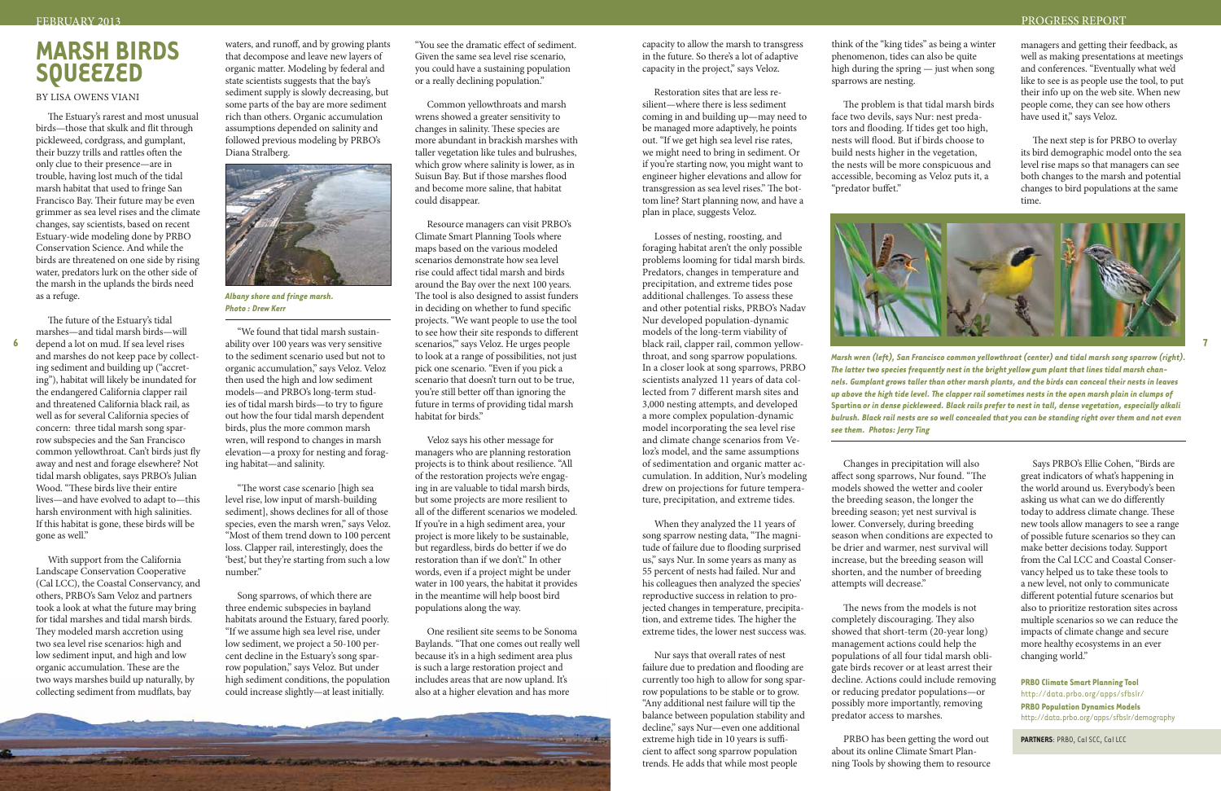# MARSH BIRDS SQUEEZED

BY LISA OWENS VIANI

The Estuary's rarest and most unusual birds—those that skulk and flit through pickleweed, cordgrass, and gumplant, their buzzy trills and rattles often the only clue to their presence—are in trouble, having lost much of the tidal marsh habitat that used to fringe San Francisco Bay. Their future may be even grimmer as sea level rises and the climate changes, say scientists, based on recent Estuary-wide modeling done by PRBO Conservation Science. And while the birds are threatened on one side by rising water, predators lurk on the other side of the marsh in the uplands the birds need as a refuge.

The future of the Estuary's tidal marshes—and tidal marsh birds—will depend a lot on mud. If sea level rises and marshes do not keep pace by collecting sediment and building up ("accreting"), habitat will likely be inundated for the endangered California clapper rail and threatened California black rail, as well as for several California species of concern: three tidal marsh song sparrow subspecies and the San Francisco common yellowthroat. Can't birds just fly away and nest and forage elsewhere? Not tidal marsh obligates, says PRBO's Julian Wood. "These birds live their entire lives—and have evolved to adapt to—this harsh environment with high salinities. If this habitat is gone, these birds will be gone as well."

With support from the California Landscape Conservation Cooperative (Cal LCC), the Coastal Conservancy, and others, PRBO's Sam Veloz and partners took a look at what the future may bring for tidal marshes and tidal marsh birds. They modeled marsh accretion using two sea level rise scenarios: high and low sediment input, and high and low organic accumulation. These are the two ways marshes build up naturally, by collecting sediment from mudflats, bay waters, and runoff, and by growing plants that decompose and leave new layers of organic matter. Modeling by federal and state scientists suggests that the bay's sediment supply is slowly decreasing, but some parts of the bay are more sediment rich than others. Organic accumulation assumptions depended on salinity and followed previous modeling by PRBO's Diana Stralberg.

*Albany shore and fringe marsh. Photo : Drew Kerr*

"We found that tidal marsh sustainability over 100 years was very sensitive to the sediment scenario used but not to organic accumulation," says Veloz. Veloz then used the high and low sediment models—and PRBO's long-term studies of tidal marsh birds—to try to figure out how the four tidal marsh dependent birds, plus the more common marsh wren, will respond to changes in marsh elevation—a proxy for nesting and foraging habitat—and salinity.

"The worst case scenario [high sea level rise, low input of marsh-building sediment], shows declines for all of those species, even the marsh wren," says Veloz. "Most of them trend down to 100 percent loss. Clapper rail, interestingly, does the 'best,' but they're starting from such a low number."

Song sparrows, of which there are three endemic subspecies in bayland habitats around the Estuary, fared poorly. "If we assume high sea level rise, under low sediment, we project a 50-100 percent decline in the Estuary's song sparrow population," says Veloz. But under high sediment conditions, the population could increase slightly—at least initially.

"You see the dramatic effect of sediment. Given the same sea level rise scenario, you could have a sustaining population or a really declining population."

Common yellowthroats and marsh wrens showed a greater sensitivity to changes in salinity. These species are more abundant in brackish marshes with taller vegetation like tules and bulrushes, which grow where salinity is lower, as in Suisun Bay. But if those marshes flood and become more saline, that habitat could disappear.

Resource managers can visit PRBO's Climate Smart Planning Tools where maps based on the various modeled scenarios demonstrate how sea level rise could affect tidal marsh and birds around the Bay over the next 100 years. The tool is also designed to assist funders in deciding on whether to fund specific projects. "We want people to use the tool to see how their site responds to different scenarios," says Veloz. He urges people to look at a range of possibilities, not just pick one scenario. "Even if you pick a scenario that doesn't turn out to be true, you're still better off than ignoring the future in terms of providing tidal marsh habitat for birds."

Veloz says his other message for managers who are planning restoration projects is to think about resilience. "All of the restoration projects we're engaging in are valuable to tidal marsh birds, but some projects are more resilient to all of the different scenarios we modeled. If you're in a high sediment area, your project is more likely to be sustainable, but regardless, birds do better if we do restoration than if we don't." In other words, even if a project might be under water in 100 years, the habitat it provides in the meantime will help boost bird populations along the way.

One resilient site seems to be Sonoma Baylands. "That one comes out really well because it's in a high sediment area plus is such a large restoration project and includes areas that are now upland. It's also at a higher elevation and has more capacity to allow the marsh to transgress in the future. So there's a lot of adaptive capacity in the project," says Veloz.

Restoration sites that are less resilient—where there is less sediment coming in and building up—may need to be managed more adaptively, he points out. "If we get high sea level rise rates, we might need to bring in sediment. Or if you're starting now, you might want to engineer higher elevations and allow for transgression as sea level rises." The bottom line? Start planning now, and have a plan in place, suggests Veloz.

Losses of nesting, roosting, and foraging habitat aren't the only possible problems looming for tidal marsh birds. Predators, changes in temperature and precipitation, and extreme tides pose additional challenges. To assess these and other potential risks, PRBO's Nadav Nur developed population-dynamic models of the long-term viability of black rail, clapper rail, common yellowthroat, and song sparrow populations. In a closer look at song sparrows, PRBO scientists analyzed 11 years of data collected from 7 different marsh sites and 3,000 nesting attempts, and developed a more complex population-dynamic model incorporating the sea level rise and climate change scenarios from Veloz's model, and the same assumptions of sedimentation and organic matter accumulation. In addition, Nur's modeling drew on projections for future temperature, precipitation, and extreme tides.

When they analyzed the 11 years of song sparrow nesting data, "The magnitude of failure due to flooding surprised us," says Nur. In some years as many as 55 percent of nests had failed. Nur and his colleagues then analyzed the species' reproductive success in relation to projected changes in temperature, precipitation, and extreme tides. The higher the extreme tides, the lower nest success was.

Nur says that overall rates of nest failure due to predation and flooding are currently too high to allow for song sparrow populations to be stable or to grow. "Any additional nest failure will tip the balance between population stability and decline," says Nur—even one additional extreme high tide in 10 years is sufficient to affect song sparrow population trends. He adds that while most people think of the "king tides" as being a winter phenomenon, tides can also be quite high during the spring — just when song sparrows are nesting.

The problem is that tidal marsh birds face two devils, says Nur: nest predators and flooding. If tides get too high, nests will flood. But if birds choose to build nests higher in the vegetation, the nests will be more conspicuous and accessible, becoming as Veloz puts it, a "predator buffet."

*Marsh wren (left), San Francisco common yellowthroat (center) and tidal marsh song sparrow (right). The latter two species frequently nest in the bright yellow gum plant that lines tidal marsh channels. Gumplant grows taller than other marsh plants, and the birds can conceal their nests in leaves up above the high tide level. The clapper rail sometimes nests in the open marsh plain in clumps of Spartina or in dense pickleweed. Black rails prefer to nest in tall, dense vegetation, especially alkali bulrush. Black rail nests are so well concealed that you can be standing right over them and not even see them. Photos: Jerry Ting*

Changes in precipitation will also affect song sparrows, Nur found. "The models showed the wetter and cooler the breeding season, the longer the breeding season; yet nest survival is lower. Conversely, during breeding season when conditions are expected to be drier and warmer, nest survival will increase, but the breeding season will shorten, and the number of breeding attempts will decrease."

The news from the models is not completely discouraging. They also showed that short-term (20-year long) management actions could help the populations of all four tidal marsh obligate birds recover or at least arrest their decline. Actions could include removing or reducing predator populations—or possibly more importantly, removing predator access to marshes.

PRBO has been getting the word out about its online Climate Smart Planning Tools by showing them to resource managers and getting their feedback, as well as making presentations at meetings and conferences. "Eventually what we'd like to see is as people use the tool, to put their info up on the web site. When new people come, they can see how others have used it," says Veloz.

The next step is for PRBO to overlay its bird demographic model onto the sea level rise maps so that managers can see both changes to the marsh and potential changes to bird populations at the same time.

Says PRBO's Ellie Cohen, "Birds are great indicators of what's happening in the world around us. Everybody's been asking us what can we do differently today to address climate change. These new tools allow managers to see a range of possible future scenarios so they can make better decisions today. Support from the Cal LCC and Coastal Conservancy helped us to take these tools to a new level, not only to communicate different potential future scenarios but also to prioritize restoration sites across multiple scenarios so we can reduce the impacts of climate change and secure more healthy ecosystems in an ever changing world."

**PRBO Climate Smart Planning Tool**
http://data.prbo.org/apps/sfbslr/

**PRBO Population Dynamics Models**
http://data.prbo.org/apps/sfbslr/demography

**PARTNERS**: PRBO, Cal SCC, Cal LCC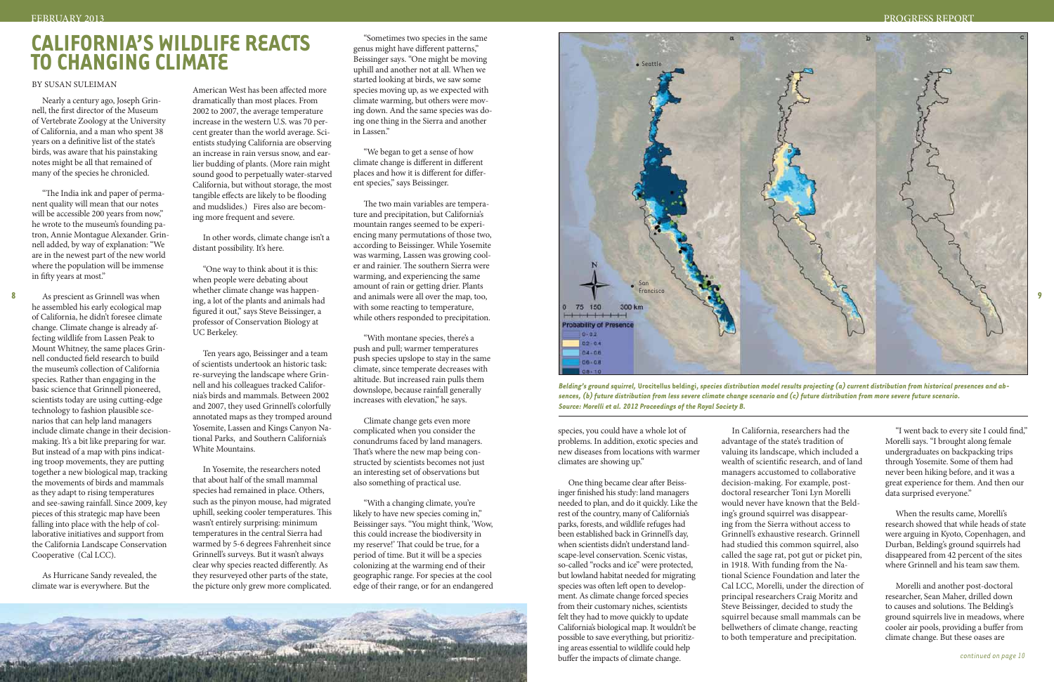# CALIFORNIA'S WILDLIFE REACTS TO CHANGING CLIMATE

BY SUSAN SULEIMAN

Nearly a century ago, Joseph Grinnell, the first director of the Museum of Vertebrate Zoology at the University of California, and a man who spent 38 years on a definitive list of the state's birds, was aware that his painstaking notes might be all that remained of many of the species he chronicled.

"The India ink and paper of permanent quality will mean that our notes will be accessible 200 years from now," he wrote to the museum's founding patron, Annie Montague Alexander. Grinnell added, by way of explanation: "We are in the newest part of the new world where the population will be immense in fifty years at most."

As prescient as Grinnell was when he assembled his early ecological map of California, he didn't foresee climate change. Climate change is already affecting wildlife from Lassen Peak to Mount Whitney, the same places Grinnell conducted field research to build the museum's collection of California species. Rather than engaging in the basic science that Grinnell pioneered, scientists today are using cutting-edge technology to fashion plausible scenarios that can help land managers include climate change in their decision-making. It's a bit like preparing for war. But instead of a map with pins indicating troop movements, they are putting together a new biological map, tracking the movements of birds and mammals as they adapt to rising temperatures and see-sawing rainfall. Since 2009, key pieces of this strategic map have been falling into place with the help of collaborative initiatives and support from the California Landscape Conservation Cooperative (Cal LCC).

As Hurricane Sandy revealed, the climate war is everywhere. But the American West has been affected more dramatically than most places. From 2002 to 2007, the average temperature increase in the western U.S. was 70 percent greater than the world average. Scientists studying California are observing an increase in rain versus snow, and earlier budding of plants. (More rain might sound good to perpetually water-starved California, but without storage, the most tangible effects are likely to be flooding and mudslides.) Fires also are becoming more frequent and severe.

In other words, climate change isn't a distant possibility. It's here.

"One way to think about it is this: when people were debating about whether climate change was happening, a lot of the plants and animals had figured it out," says Steve Beissinger, a professor of Conservation Biology at UC Berkeley.

Ten years ago, Beissinger and a team of scientists undertook an historic task: re-surveying the landscape where Grinnell and his colleagues tracked California's birds and mammals. Between 2002 and 2007, they used Grinnell's colorfully annotated maps as they tromped around Yosemite, Lassen and Kings Canyon National Parks, and Southern California's White Mountains.

In Yosemite, the researchers noted that about half of the small mammal species had remained in place. Others, such as the pinyon mouse, had migrated uphill, seeking cooler temperatures. This wasn't entirely surprising: minimum temperatures in the central Sierra had warmed by 5-6 degrees Fahrenheit since Grinnell's surveys. But it wasn't always clear why species reacted differently. As they resurveyed other parts of the state, the picture only grew more complicated.

"Sometimes two species in the same genus might have different patterns," Beissinger says. "One might be moving uphill and another not at all. When we started looking at birds, we saw some species moving up, as we expected with climate warming, but others were moving down. And the same species was doing one thing in the Sierra and another in Lassen."

"We began to get a sense of how climate change is different in different places and how it is different for different species," says Beissinger.

The two main variables are temperature and precipitation, but California's mountain ranges seemed to be experiencing many permutations of those two, according to Beissinger. While Yosemite was warming, Lassen was growing cooler and rainier. The southern Sierra were warming, and experiencing the same amount of rain or getting drier. Plants and animals were all over the map, too, with some reacting to temperature, while others responded to precipitation.

"With montane species, there's a push and pull; warmer temperatures push species upslope to stay in the same climate, since temperate decreases with altitude. But increased rain pulls them downslope, because rainfall generally increases with elevation," he says.

Climate change gets even more complicated when you consider the conundrums faced by land managers. That's where the new map being constructed by scientists becomes not just an interesting set of observations but also something of practical use.

"With a changing climate, you're likely to have new species coming in," Beissinger says. "You might think, 'Wow, this could increase the biodiversity in my reserve!' That could be true, for a period of time. But it will be a species colonizing at the warming end of their geographic range. For species at the cool edge of their range, or for an endangered species, you could have a whole lot of problems. In addition, exotic species and new diseases from locations with warmer climates are showing up."

One thing became clear after Beissinger finished his study: land managers needed to plan, and do it quickly. Like the rest of the country, many of California's parks, forests, and wildlife refuges had been established back in Grinnell's day, when scientists didn't understand landscape-level conservation. Scenic vistas, so-called "rocks and ice" were protected, but lowland habitat needed for migrating species was often left open to development. As climate change forced species from their customary niches, scientists felt they had to move quickly to update California's biological map. It wouldn't be possible to save everything, but prioritizing areas essential to wildlife could help buffer the impacts of climate change.

*Belding's ground squirrel,* **Urocitellus beldingi**, *species distribution model results projecting (a) current distribution from historical presences and absences, (b) future distribution from less severe climate change scenario and (c) future distribution from more severe future scenario. Source: Morelli et al. 2012 Proceedings of the Royal Society B.*

In California, researchers had the advantage of the state's tradition of valuing its landscape, which included a wealth of scientific research, and of land managers accustomed to collaborative decision-making. For example, post-doctoral researcher Toni Lyn Morelli would never have known that the Belding's ground squirrel was disappearing from the Sierra without access to Grinnell's exhaustive research. Grinnell had studied this common squirrel, also called the sage rat, pot gut or picket pin, in 1918. With funding from the National Science Foundation and later the Cal LCC, Morelli, under the direction of principal researchers Craig Moritz and Steve Beissinger, decided to study the squirrel because small mammals can be bellwethers of climate change, reacting to both temperature and precipitation.

"I went back to every site I could find," Morelli says. "I brought along female undergraduates on backpacking trips through Yosemite. Some of them had never been hiking before, and it was a great experience for them. And then our data surprised everyone."

When the results came, Morelli's research showed that while heads of state were arguing in Kyoto, Copenhagen, and Durban, Belding's ground squirrels had disappeared from 42 percent of the sites where Grinnell and his team saw them.

Morelli and another post-doctoral researcher, Sean Maher, drilled down to causes and solutions. The Belding's ground squirrels live in meadows, where cooler air pools, providing a buffer from climate change. But these oases are

*continued on page 10*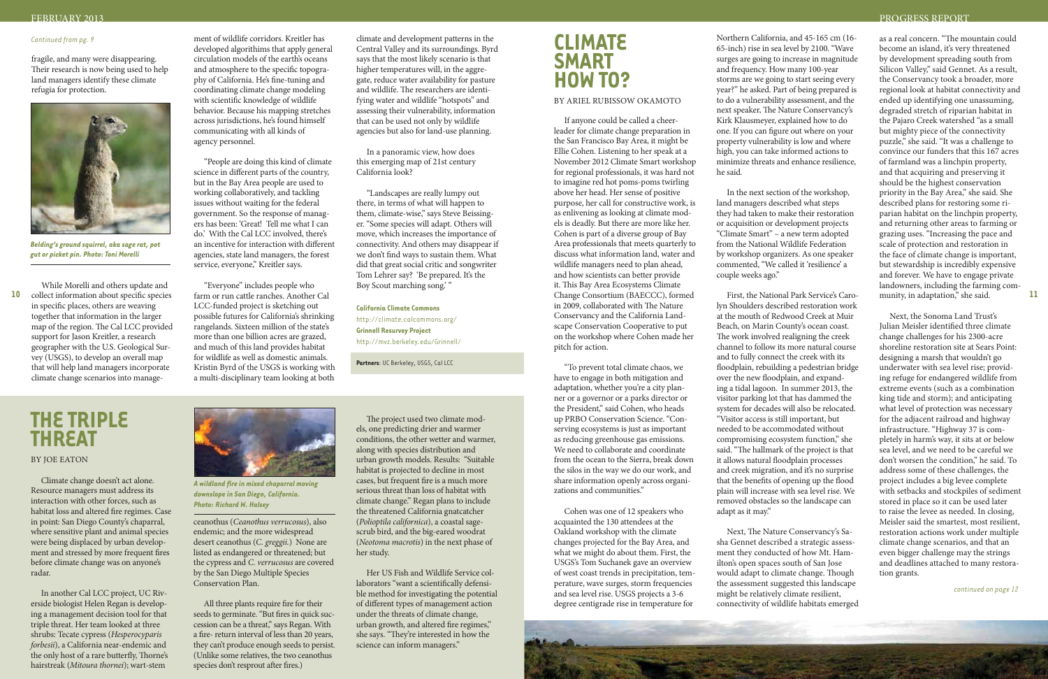*Continued from pg. 9*

fragile, and many were disappearing. Their research is now being used to help land managers identify these climate refugia for protection.

***Belding's ground squirrel, aka sage rat, pot gut or picket pin. Photo: Toni Morelli***

While Morelli and others update and collect information about specific species in specific places, others are weaving together that information in the larger map of the region. The Cal LCC provided support for Jason Kreitler, a research geographer with the U.S. Geological Survey (USGS), to develop an overall map that will help land managers incorporate climate change scenarios into management of wildlife corridors. Kreitler has developed algorithims that apply general circulation models of the earth's oceans and atmosphere to the specific topography of California. He's fine-tuning and coordinating climate change modeling with scientific knowledge of wildlife behavior. Because his mapping stretches across jurisdictions, he's found himself communicating with all kinds of agency personnel.

"People are doing this kind of climate science in different parts of the country, but in the Bay Area people are used to working collaboratively, and tackling issues without waiting for the federal government. So the response of managers has been: 'Great! Tell me what I can do.' With the Cal LCC involved, there's an incentive for interaction with different agencies, state land managers, the forest service, everyone," Kreitler says.

"Everyone" includes people who farm or run cattle ranches. Another Cal LCC-funded project is sketching out possible futures for California's shrinking rangelands. Sixteen million of the state's more than one billion acres are grazed, and much of this land provides habitat for wildlife as well as domestic animals. Kristin Byrd of the USGS is working with a multi-disciplinary team looking at both climate and development patterns in the Central Valley and its surroundings. Byrd says that the most likely scenario is that higher temperatures will, in the aggregate, reduce water availability for pasture and wildlife. The researchers are identifying water and wildlife "hotspots" and assessing their vulnerability, information that can be used not only by wildlife agencies but also for land-use planning.

In a panoramic view, how does this emerging map of 21st century California look?

"Landscapes are really lumpy out there, in terms of what will happen to them, climate-wise," says Steve Beissinger. "Some species will adapt. Others will move, which increases the importance of connectivity. And others may disappear if we don't find ways to sustain them. What did that great social critic and songwriter Tom Lehrer say? 'Be prepared. It's the Boy Scout marching song.' "

**California Climate Commons**
http://climate.calcommons.org/
**Grinnell Resurvey Project**
http://mvz.berkeley.edu/Grinnell/

**Partners**: UC Berkeley, USGS, Cal LCC

# THE TRIPLE THREAT

BY JOE EATON

Climate change doesn't act alone. Resource managers must address its interaction with other forces, such as habitat loss and altered fire regimes. Case in point: San Diego County's chaparral, where sensitive plant and animal species were being displaced by urban development and stressed by more frequent fires before climate change was on anyone's radar.

In another Cal LCC project, UC Riverside biologist Helen Regan is developing a management decision tool for that triple threat. Her team looked at three shrubs: Tecate cypress (*Hesperocyparis forbesii*), a California near-endemic and the only host of a rare butterfly, Thorne's hairstreak (*Mitoura thornei*); wart-stem ceanothus (*Ceanothus verrucosus*), also endemic; and the more widespread desert ceanothus (*C. greggii.*) None are listed as endangered or threatened; but the cypress and *C. verrucosus* are covered by the San Diego Multiple Species Conservation Plan.

***A wildland fire in mixed chaparral moving downslope in San Diego, California. Photo: Richard W. Halsey***

All three plants require fire for their seeds to germinate. "But fires in quick succession can be a threat," says Regan. With a fire- return interval of less than 20 years, they can't produce enough seeds to persist. (Unlike some relatives, the two ceanothus species don't resprout after fires.)

The project used two climate models, one predicting drier and warmer conditions, the other wetter and warmer, along with species distribution and urban growth models. Results: "Suitable habitat is projected to decline in most cases, but frequent fire is a much more serious threat than loss of habitat with climate change." Regan plans to include the threatened California gnatcatcher (*Polioptila californica*), a coastal sage-scrub bird, and the big-eared woodrat (*Neotoma macrotis*) in the next phase of her study.

Her US Fish and Wildlife Service collaborators "want a scientifically defensible method for investigating the potential of different types of management action under the threats of climate change, urban growth, and altered fire regimes," she says. "They're interested in how the science can inform managers."

# CLIMATE SMART HOW TO?

BY ARIEL RUBISSOW OKAMOTO

If anyone could be called a cheerleader for climate change preparation in the San Francisco Bay Area, it might be Ellie Cohen. Listening to her speak at a November 2012 Climate Smart workshop for regional professionals, it was hard not to imagine red hot poms-poms twirling above her head. Her sense of positive purpose, her call for constructive work, is as enlivening as looking at climate models is deadly. But there are more like her. Cohen is part of a diverse group of Bay Area professionals that meets quarterly to discuss what information land, water and wildlife managers need to plan ahead, and how scientists can better provide it. This Bay Area Ecosystems Climate Change Consortium (BAECCC), formed in 2009, collaborated with The Nature Conservancy and the California Landscape Conservation Cooperative to put on the workshop where Cohen made her pitch for action.

"To prevent total climate chaos, we have to engage in both mitigation and adaptation, whether you're a city planner or a governor or a parks director or the President," said Cohen, who heads up PRBO Conservation Science. "Conserving ecosystems is just as important as reducing greenhouse gas emissions. We need to collaborate and coordinate from the ocean to the Sierra, break down the silos in the way we do our work, and share information openly across organizations and communities."

Cohen was one of 12 speakers who acquainted the 130 attendees at the Oakland workshop with the climate changes projected for the Bay Area, and what we might do about them. First, the USGS's Tom Suchanek gave an overview of west coast trends in precipitation, temperature, wave surges, storm frequencies and sea level rise. USGS projects a 3-6 degree centigrade rise in temperature for Northern California, and 45-165 cm (16-65-inch) rise in sea level by 2100. "Wave surges are going to increase in magnitude and frequency. How many 100-year storms are we going to start seeing every year?" he asked. Part of being prepared is to do a vulnerability assessment, and the next speaker, The Nature Conservancy's Kirk Klausmeyer, explained how to do one. If you can figure out where on your property vulnerability is low and where high, you can take informed actions to minimize threats and enhance resilience, he said.

In the next section of the workshop, land managers described what steps they had taken to make their restoration or acquisition or development projects "Climate Smart" – a new term adopted from the National Wildlife Federation by workshop organizers. As one speaker commented, "We called it 'resilience' a couple weeks ago."

First, the National Park Service's Carolyn Shoulders described restoration work at the mouth of Redwood Creek at Muir Beach, on Marin County's ocean coast. The work involved realigning the creek channel to follow its more natural course and to fully connect the creek with its floodplain, rebuilding a pedestrian bridge over the new floodplain, and expanding a tidal lagoon. In summer 2013, the visitor parking lot that has dammed the system for decades will also be relocated. "Visitor access is still important, but needed to be accommodated without compromising ecosystem function," she said. "The hallmark of the project is that it allows natural floodplain processes and creek migration, and it's no surprise that the benefits of opening up the flood plain will increase with sea level rise. We removed obstacles so the landscape can adapt as it may."

Next, The Nature Conservancy's Sasha Gennet described a strategic assessment they conducted of how Mt. Hamilton's open spaces south of San Jose would adapt to climate change. Though the assessment suggested this landscape might be relatively climate resilient, connectivity of wildlife habitats emerged as a real concern. "The mountain could become an island, it's very threatened by development spreading south from Silicon Valley," said Gennet. As a result, the Conservancy took a broader, more regional look at habitat connectivity and ended up identifying one unassuming, degraded stretch of riparian habitat in the Pajaro Creek watershed "as a small but mighty piece of the connectivity puzzle," she said. "It was a challenge to convince our funders that this 167 acres of farmland was a linchpin property, and that acquiring and preserving it should be the highest conservation priority in the Bay Area," she said. She described plans for restoring some riparian habitat on the linchpin property, and returning other areas to farming or grazing uses. "Increasing the pace and scale of protection and restoration in the face of climate change is important, but stewardship is incredibly expensive and forever. We have to engage private landowners, including the farming community, in adaptation," she said.

Next, the Sonoma Land Trust's Julian Meisler identified three climate change challenges for his 2300-acre shoreline restoration site at Sears Point: designing a marsh that wouldn't go underwater with sea level rise; providing refuge for endangered wildlife from extreme events (such as a combination king tide and storm); and anticipating what level of protection was necessary for the adjacent railroad and highway infrastructure. "Highway 37 is completely in harm's way, it sits at or below sea level, and we need to be careful we don't worsen the condition," he said. To address some of these challenges, the project includes a big levee complete with setbacks and stockpiles of sediment stored in place so it can be used later to raise the levee as needed. In closing, Meisler said the smartest, most resilient, restoration actions work under multiple climate change scenarios, and that an even bigger challenge may the strings and deadlines attached to many restoration grants.

*continued on page 12*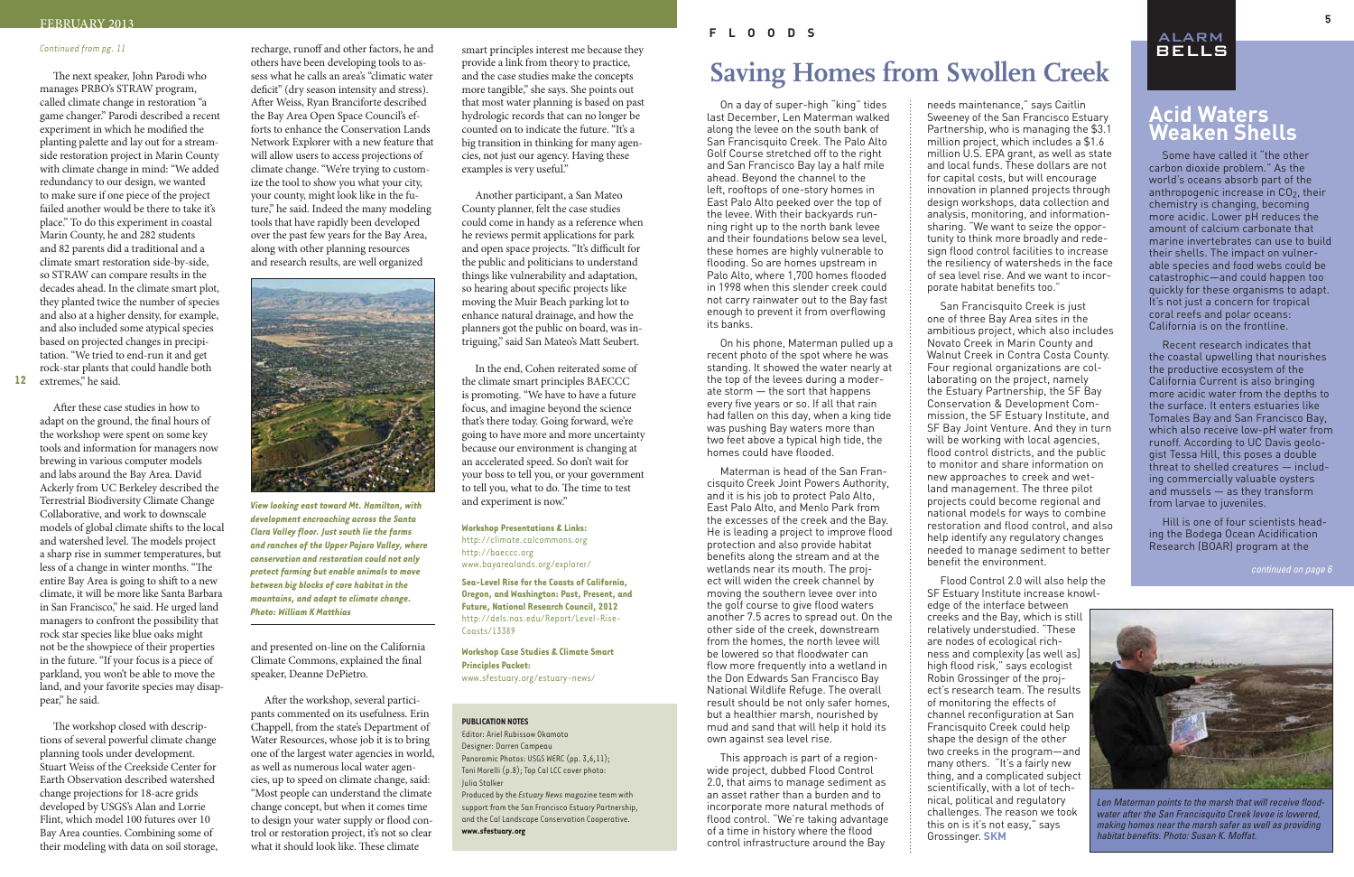*Continued from pg. 11*

The next speaker, John Parodi who manages PRBO's STRAW program, called climate change in restoration "a game changer." Parodi described a recent experiment in which he modified the planting palette and lay out for a streamside restoration project in Marin County with climate change in mind: "We added redundancy to our design, we wanted to make sure if one piece of the project failed another would be there to take it's place." To do this experiment in coastal Marin County, he and 282 students and 82 parents did a traditional and a climate smart restoration side-by-side, so STRAW can compare results in the decades ahead. In the climate smart plot, they planted twice the number of species and also at a higher density, for example, and also included some atypical species based on projected changes in precipitation. "We tried to end-run it and get rock-star plants that could handle both extremes," he said.

After these case studies in how to adapt on the ground, the final hours of the workshop were spent on some key tools and information for managers now brewing in various computer models and labs around the Bay Area. David Ackerly from UC Berkeley described the Terrestrial Biodiversity Climate Change Collaborative, and work to downscale models of global climate shifts to the local and watershed level. The models project a sharp rise in summer temperatures, but less of a change in winter months. "The entire Bay Area is going to shift to a new climate, it will be more like Santa Barbara in San Francisco," he said. He urged land managers to confront the possibility that rock star species like blue oaks might not be the showpiece of their properties in the future. "If your focus is a piece of parkland, you won't be able to move the land, and your favorite species may disappear," he said.

The workshop closed with descriptions of several powerful climate change planning tools under development. Stuart Weiss of the Creekside Center for Earth Observation described watershed change projections for 18-acre grids developed by USGS's Alan and Lorrie Flint, which model 100 futures over 10 Bay Area counties. Combining some of their modeling with data on soil storage, recharge, runoff and other factors, he and others have been developing tools to assess what he calls an area's "climatic water deficit" (dry season intensity and stress). After Weiss, Ryan Branciforte described the Bay Area Open Space Council's efforts to enhance the Conservation Lands Network Explorer with a new feature that will allow users to access projections of climate change. "We're trying to customize the tool to show you what your city, your county, might look like in the future," he said. Indeed the many modeling tools that have rapidly been developed over the past few years for the Bay Area, along with other planning resources and research results, are well organized and presented on-line on the California Climate Commons, explained the final speaker, Deanne DePietro.

*View looking east toward Mt. Hamilton, with development encroaching across the Santa Clara Valley floor. Just south lie the farms and ranches of the Upper Pajaro Valley, where conservation and restoration could not only protect farming but enable animals to move between big blocks of core habitat in the mountains, and adapt to climate change. Photo: William K Matthias*

After the workshop, several participants commented on its usefulness. Erin Chappell, from the state's Department of Water Resources, whose job it is to bring one of the largest water agencies in world, as well as numerous local water agencies, up to speed on climate change, said: "Most people can understand the climate change concept, but when it comes time to design your water supply or flood control or restoration project, it's not so clear what it should look like. These climate smart principles interest me because they provide a link from theory to practice, and the case studies make the concepts more tangible," she says. She points out that most water planning is based on past hydrologic records that can no longer be counted on to indicate the future. "It's a big transition in thinking for many agencies, not just our agency. Having these examples is very useful."

Another participant, a San Mateo County planner, felt the case studies could come in handy as a reference when he reviews permit applications for park and open space projects. "It's difficult for the public and politicians to understand things like vulnerability and adaptation, so hearing about specific projects like moving the Muir Beach parking lot to enhance natural drainage, and how the planners got the public on board, was intriguing," said San Mateo's Matt Seubert.

In the end, Cohen reiterated some of the climate smart principles BAECCC is promoting. "We have to have a future focus, and imagine beyond the science that's there today. Going forward, we're going to have more and more uncertainty because our environment is changing at an accelerated speed. So don't wait for your boss to tell you, or your government to tell you, what to do. The time to test and experiment is now."

**Workshop Presentations & Links:**
http://climate.calcommons.org
http://baeccc.org
www.bayarealands.org/explorer/

**Sea-Level Rise for the Coasts of California, Oregon, and Washington: Past, Present, and Future, National Research Council, 2012**
http://dels.nas.edu/Report/Level-Rise-Coasts/13389

**Workshop Case Studies & Climate Smart Principles Packet:**
www.sfestuary.org/estuary-news/

**PUBLICATION NOTES**
Editor: Ariel Rubissow Okamoto
Designer: Darren Campeau
Panoramic Photos: USGS WERC (pp. 3,6,11);
Toni Morelli (p.8); Top Cal LCC cover photo:
Julia Stalker
Produced by the *Estuary News* magazine team with support from the San Francisco Estuary Partnership, and the Cal Landscape Conservation Cooperative.
**www.sfestuary.org**

FLOODS

# Saving Homes from Swollen Creek

On a day of super-high "king" tides last December, Len Materman walked along the levee on the south bank of San Francisquito Creek. The Palo Alto Golf Course stretched off to the right and San Francisco Bay lay a half mile ahead. Beyond the channel to the left, rooftops of one-story homes in East Palo Alto peeked over the top of the levee. With their backyards running right up to the north bank levee and their foundations below sea level, these homes are highly vulnerable to flooding. So are homes upstream in Palo Alto, where 1,700 homes flooded in 1998 when this slender creek could not carry rainwater out to the Bay fast enough to prevent it from overflowing its banks.

On his phone, Materman pulled up a recent photo of the spot where he was standing. It showed the water nearly at the top of the levees during a moderate storm — the sort that happens every five years or so. If all that rain had fallen on this day, when a king tide was pushing Bay waters more than two feet above a typical high tide, the homes could have flooded.

Materman is head of the San Francisquito Creek Joint Powers Authority, and it is his job to protect Palo Alto, East Palo Alto, and Menlo Park from the excesses of the creek and the Bay. He is leading a project to improve flood protection and also provide habitat benefits along the stream and at the wetlands near its mouth. The project will widen the creek channel by moving the southern levee over into the golf course to give flood waters another 7.5 acres to spread out. On the other side of the creek, downstream from the homes, the north levee will be lowered so that floodwater can flow more frequently into a wetland in the Don Edwards San Francisco Bay National Wildlife Refuge. The overall result should be not only safer homes, but a healthier marsh, nourished by mud and sand that will help it hold its own against sea level rise.

This approach is part of a region-wide project, dubbed Flood Control 2.0, that aims to manage sediment as an asset rather than a burden and to incorporate more natural methods of flood control. "We're taking advantage of a time in history where the flood control infrastructure around the Bay needs maintenance," says Caitlin Sweeney of the San Francisco Estuary Partnership, who is managing the $3.1 million project, which includes a $1.6 million U.S. EPA grant, as well as state and local funds. These dollars are not for capital costs, but will encourage innovation in planned projects through design workshops, data collection and analysis, monitoring, and information-sharing. "We want to seize the opportunity to think more broadly and redesign flood control facilities to increase the resiliency of watersheds in the face of sea level rise. And we want to incorporate habitat benefits too."

San Francisquito Creek is just one of three Bay Area sites in the ambitious project, which also includes Novato Creek in Marin County and Walnut Creek in Contra Costa County. Four regional organizations are collaborating on the project, namely the Estuary Partnership, the SF Bay Conservation & Development Commission, the SF Estuary Institute, and SF Bay Joint Venture. And they in turn will be working with local agencies, flood control districts, and the public to monitor and share information on new approaches to creek and wetland management. The three pilot projects could become regional and national models for ways to combine restoration and flood control, and also help identify any regulatory changes needed to manage sediment to better benefit the environment.

Flood Control 2.0 will also help the SF Estuary Institute increase knowledge of the interface between creeks and the Bay, which is still relatively understudied. "These are nodes of ecological richness and complexity [as well as] high flood risk," says ecologist Robin Grossinger of the project's research team. The results of monitoring the effects of channel reconfiguration at San Francisquito Creek could help shape the design of the other two creeks in the program—and many others. "It's a fairly new thing, and a complicated subject scientifically, with a lot of technical, political and regulatory challenges. The reason we took this on is it's not easy," says Grossinger. **SKM**

*Len Materman points to the marsh that will receive floodwater after the San Francisquito Creek levee is lowered, making homes near the marsh safer as well as providing habitat benefits. Photo: Susan K. Moffat.*

ALARM BELLS

## Acid Waters Weaken Shells

Some have called it "the other carbon dioxide problem." As the world's oceans absorb part of the anthropogenic increase in $CO_2$, their chemistry is changing, becoming more acidic. Lower pH reduces the amount of calcium carbonate that marine invertebrates can use to build their shells. The impact on vulnerable species and food webs could be catastrophic—and could happen too quickly for these organisms to adapt. It's not just a concern for tropical coral reefs and polar oceans: California is on the frontline.

Recent research indicates that the coastal upwelling that nourishes the productive ecosystem of the California Current is also bringing more acidic water from the depths to the surface. It enters estuaries like Tomales Bay and San Francisco Bay, which also receive low-pH water from runoff. According to UC Davis geologist Tessa Hill, this poses a double threat to shelled creatures — including commercially valuable oysters and mussels — as they transform from larvae to juveniles.

Hill is one of four scientists heading the Bodega Ocean Acidification Research (BOAR) program at the

*continued on page 6*